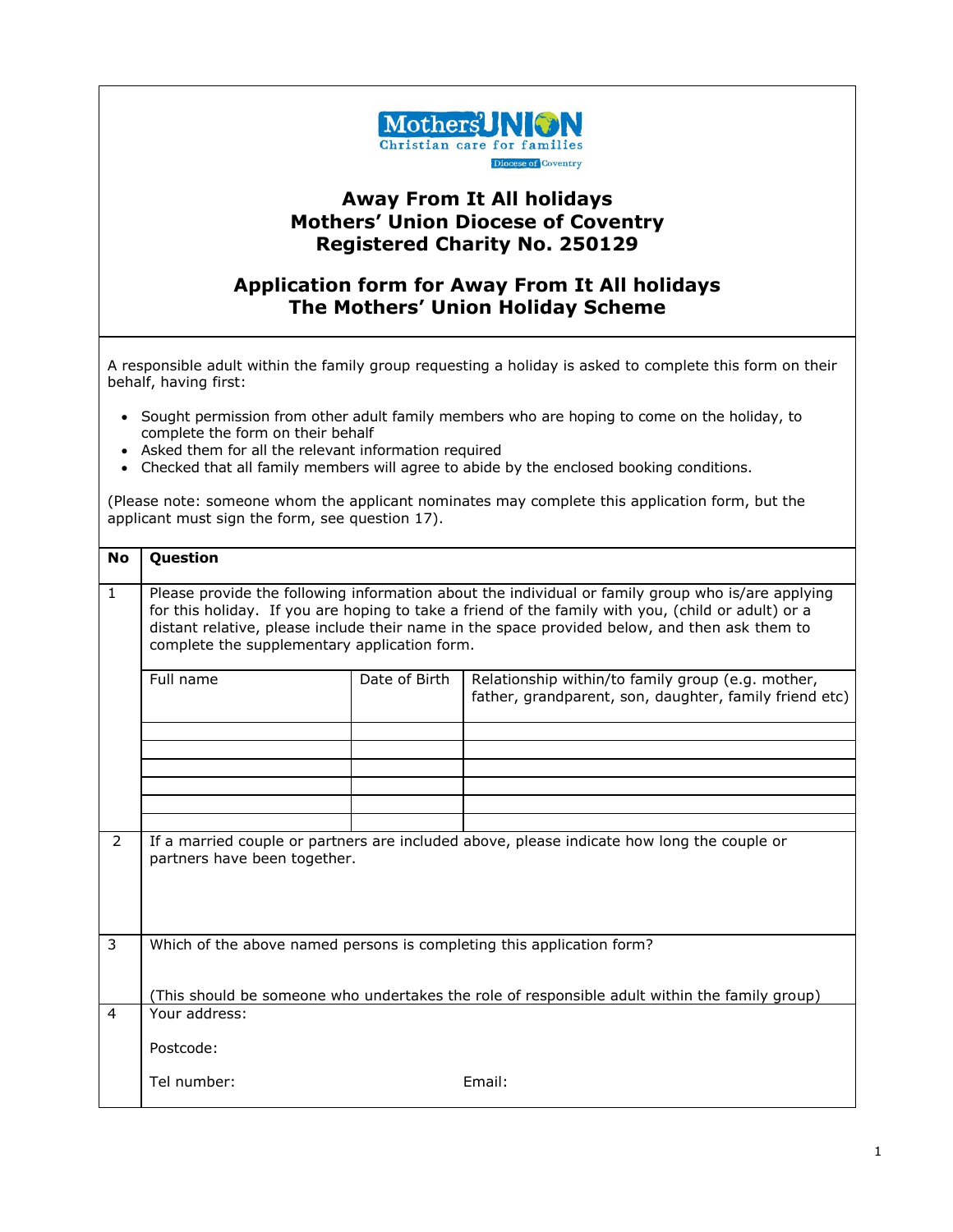Mothers' Union
Christian care for families
Diocese of Coventry

# Away From It All holidays
# Mothers' Union Diocese of Coventry
# Registered Charity No. 250129

## Application form for Away From It All holidays
## The Mothers' Union Holiday Scheme

A responsible adult within the family group requesting a holiday is asked to complete this form on their behalf, having first:

- Sought permission from other adult family members who are hoping to come on the holiday, to complete the form on their behalf
- Asked them for all the relevant information required
- Checked that all family members will agree to abide by the enclosed booking conditions.

(Please note: someone whom the applicant nominates may complete this application form, but the applicant must sign the form, see question 17).

| No | Question |
|---|---|
| 1 | Please provide the following information about the individual or family group who is/are applying for this holiday. If you are hoping to take a friend of the family with you, (child or adult) or a distant relative, please include their name in the space provided below, and then ask them to complete the supplementary application form. |

| Full name | Date of Birth | Relationship within/to family group (e.g. mother, father, grandparent, son, daughter, family friend etc) |
|---|---|---|
| | | |
| | | |
| | | |
| | | |
| | | |
| | | |

| No | Question |
|---|---|
| 2 | If a married couple or partners are included above, please indicate how long the couple or partners have been together. |
| 3 | Which of the above named persons is completing this application form?<br><br>(This should be someone who undertakes the role of responsible adult within the family group) |
| 4 | Your address:<br><br>Postcode:<br><br>Tel number: Email: |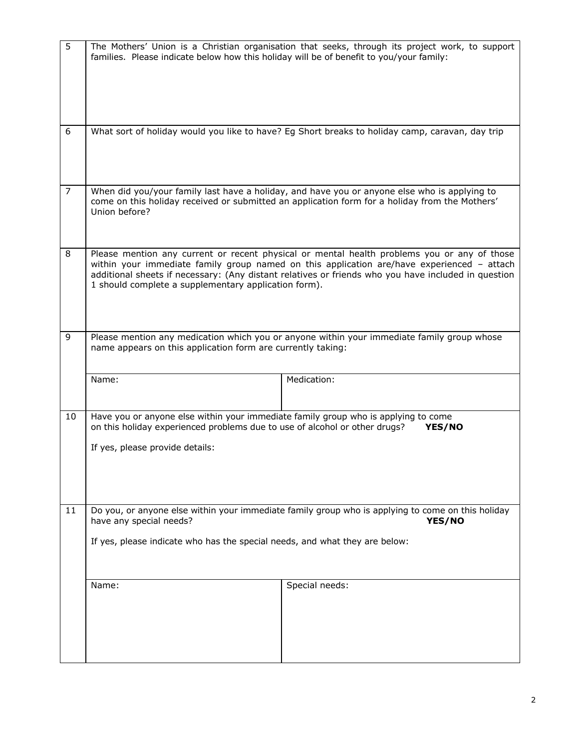| | |
|---|---|
| 5 | The Mothers' Union is a Christian organisation that seeks, through its project work, to support families. Please indicate below how this holiday will be of benefit to you/your family: |
| 6 | What sort of holiday would you like to have? Eg Short breaks to holiday camp, caravan, day trip |
| 7 | When did you/your family last have a holiday, and have you or anyone else who is applying to come on this holiday received or submitted an application form for a holiday from the Mothers' Union before? |
| 8 | Please mention any current or recent physical or mental health problems you or any of those within your immediate family group named on this application are/have experienced – attach additional sheets if necessary: (Any distant relatives or friends who you have included in question 1 should complete a supplementary application form). |
| 9 | Please mention any medication which you or anyone within your immediate family group whose name appears on this application form are currently taking: |
| | Name: / Medication: |
| 10 | Have you or anyone else within your immediate family group who is applying to come on this holiday experienced problems due to use of alcohol or other drugs? **YES/NO**<br><br>If yes, please provide details: |
| 11 | Do you, or anyone else within your immediate family group who is applying to come on this holiday have any special needs? **YES/NO**<br><br>If yes, please indicate who has the special needs, and what they are below: |
| | Name: / Special needs: |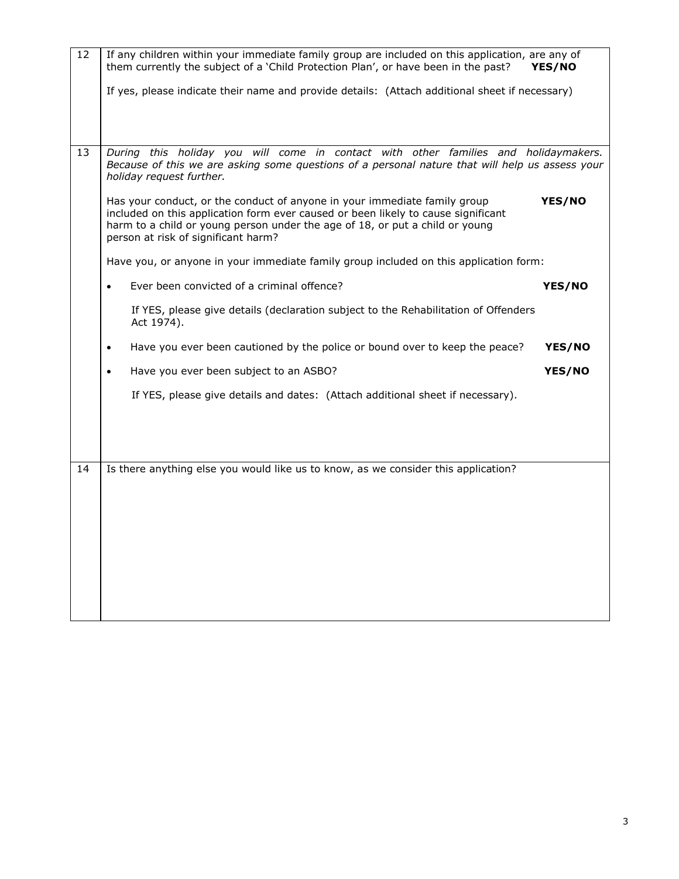| | |
|---|---|
| 12 | If any children within your immediate family group are included on this application, are any of them currently the subject of a 'Child Protection Plan', or have been in the past? **YES/NO**<br><br>If yes, please indicate their name and provide details: (Attach additional sheet if necessary) |
| 13 | *During this holiday you will come in contact with other families and holidaymakers. Because of this we are asking some questions of a personal nature that will help us assess your holiday request further.*<br><br>Has your conduct, or the conduct of anyone in your immediate family group included on this application form ever caused or been likely to cause significant harm to a child or young person under the age of 18, or put a child or young person at risk of significant harm? **YES/NO**<br><br>Have you, or anyone in your immediate family group included on this application form:<br><br>• Ever been convicted of a criminal offence? **YES/NO**<br><br>If YES, please give details (declaration subject to the Rehabilitation of Offenders Act 1974).<br><br>• Have you ever been cautioned by the police or bound over to keep the peace? **YES/NO**<br><br>• Have you ever been subject to an ASBO? **YES/NO**<br><br>If YES, please give details and dates: (Attach additional sheet if necessary). |
| 14 | Is there anything else you would like us to know, as we consider this application? |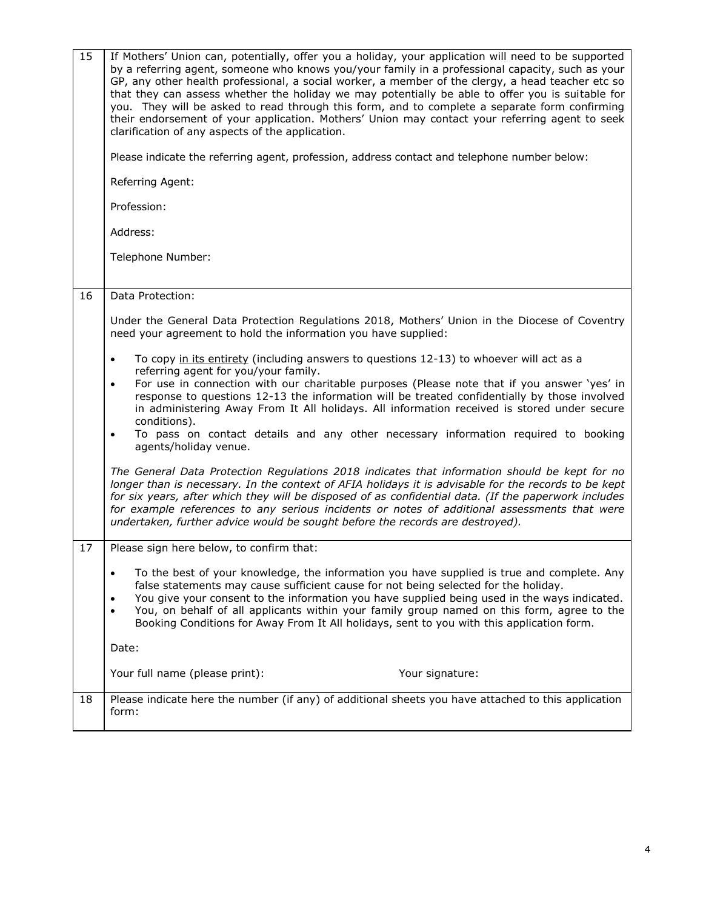| | |
|---|---|
| 15 | If Mothers' Union can, potentially, offer you a holiday, your application will need to be supported by a referring agent, someone who knows you/your family in a professional capacity, such as your GP, any other health professional, a social worker, a member of the clergy, a head teacher etc so that they can assess whether the holiday we may potentially be able to offer you is suitable for you. They will be asked to read through this form, and to complete a separate form confirming their endorsement of your application. Mothers' Union may contact your referring agent to seek clarification of any aspects of the application.<br><br>Please indicate the referring agent, profession, address contact and telephone number below:<br><br>Referring Agent:<br><br>Profession:<br><br>Address:<br><br>Telephone Number: |
| 16 | Data Protection:<br><br>Under the General Data Protection Regulations 2018, Mothers' Union in the Diocese of Coventry need your agreement to hold the information you have supplied:<br><br>• To copy <u>in its entirety</u> (including answers to questions 12-13) to whoever will act as a referring agent for you/your family.<br>• For use in connection with our charitable purposes (Please note that if you answer 'yes' in response to questions 12-13 the information will be treated confidentially by those involved in administering Away From It All holidays. All information received is stored under secure conditions).<br>• To pass on contact details and any other necessary information required to booking agents/holiday venue.<br><br>*The General Data Protection Regulations 2018 indicates that information should be kept for no longer than is necessary. In the context of AFIA holidays it is advisable for the records to be kept for six years, after which they will be disposed of as confidential data. (If the paperwork includes for example references to any serious incidents or notes of additional assessments that were undertaken, further advice would be sought before the records are destroyed).* |
| 17 | Please sign here below, to confirm that:<br><br>• To the best of your knowledge, the information you have supplied is true and complete. Any false statements may cause sufficient cause for not being selected for the holiday.<br>• You give your consent to the information you have supplied being used in the ways indicated.<br>• You, on behalf of all applicants within your family group named on this form, agree to the Booking Conditions for Away From It All holidays, sent to you with this application form.<br><br>Date:<br><br>Your full name (please print): Your signature: |
| 18 | Please indicate here the number (if any) of additional sheets you have attached to this application form: |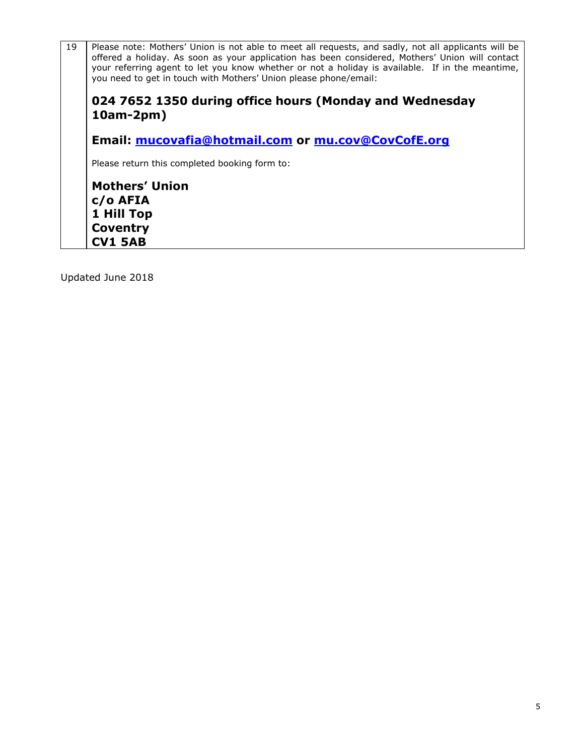| | |
|---|---|
| 19 | Please note: Mothers' Union is not able to meet all requests, and sadly, not all applicants will be offered a holiday. As soon as your application has been considered, Mothers' Union will contact your referring agent to let you know whether or not a holiday is available. If in the meantime, you need to get in touch with Mothers' Union please phone/email:<br><br>**024 7652 1350 during office hours (Monday and Wednesday 10am-2pm)**<br><br>**Email: mucovafia@hotmail.com or mu.cov@CovCofE.org**<br><br>Please return this completed booking form to:<br><br>**Mothers' Union**<br>**c/o AFIA**<br>**1 Hill Top**<br>**Coventry**<br>**CV1 5AB** |

Updated June 2018